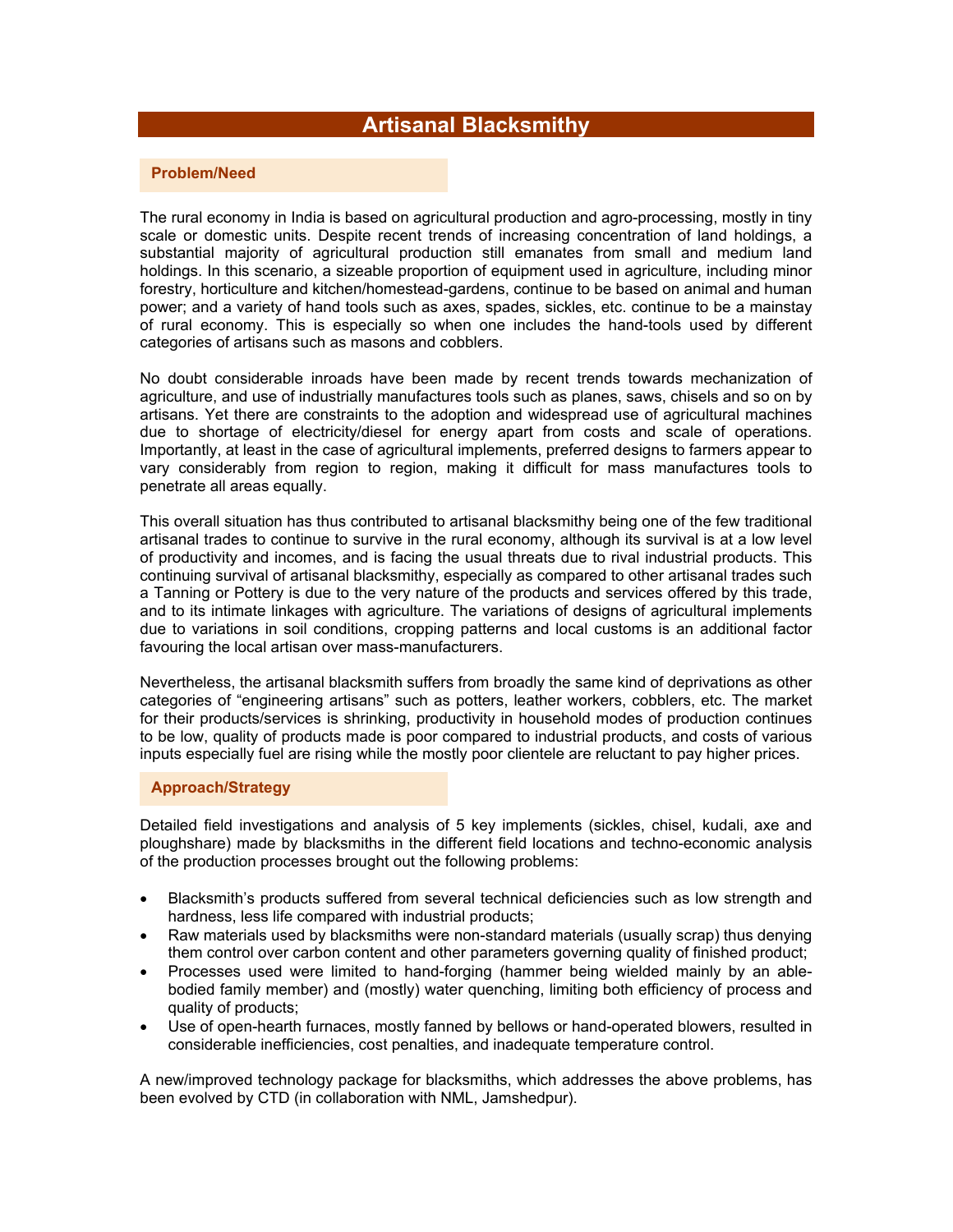# Artisanal Blacksmithy

## Problem/Need

The rural economy in India is based on agricultural production and agro-processing, mostly in tiny scale or domestic units. Despite recent trends of increasing concentration of land holdings, a substantial majority of agricultural production still emanates from small and medium land holdings. In this scenario, a sizeable proportion of equipment used in agriculture, including minor forestry, horticulture and kitchen/homestead-gardens, continue to be based on animal and human power; and a variety of hand tools such as axes, spades, sickles, etc. continue to be a mainstay of rural economy. This is especially so when one includes the hand-tools used by different categories of artisans such as masons and cobblers.

No doubt considerable inroads have been made by recent trends towards mechanization of agriculture, and use of industrially manufactures tools such as planes, saws, chisels and so on by artisans. Yet there are constraints to the adoption and widespread use of agricultural machines due to shortage of electricity/diesel for energy apart from costs and scale of operations. Importantly, at least in the case of agricultural implements, preferred designs to farmers appear to vary considerably from region to region, making it difficult for mass manufactures tools to penetrate all areas equally.

This overall situation has thus contributed to artisanal blacksmithy being one of the few traditional artisanal trades to continue to survive in the rural economy, although its survival is at a low level of productivity and incomes, and is facing the usual threats due to rival industrial products. This continuing survival of artisanal blacksmithy, especially as compared to other artisanal trades such a Tanning or Pottery is due to the very nature of the products and services offered by this trade, and to its intimate linkages with agriculture. The variations of designs of agricultural implements due to variations in soil conditions, cropping patterns and local customs is an additional factor favouring the local artisan over mass-manufacturers.

Nevertheless, the artisanal blacksmith suffers from broadly the same kind of deprivations as other categories of "engineering artisans" such as potters, leather workers, cobblers, etc. The market for their products/services is shrinking, productivity in household modes of production continues to be low, quality of products made is poor compared to industrial products, and costs of various inputs especially fuel are rising while the mostly poor clientele are reluctant to pay higher prices.

## Approach/Strategy

Detailed field investigations and analysis of 5 key implements (sickles, chisel, kudali, axe and ploughshare) made by blacksmiths in the different field locations and techno-economic analysis of the production processes brought out the following problems:

- Blacksmith's products suffered from several technical deficiencies such as low strength and hardness, less life compared with industrial products;
- Raw materials used by blacksmiths were non-standard materials (usually scrap) thus denying them control over carbon content and other parameters governing quality of finished product;
- Processes used were limited to hand-forging (hammer being wielded mainly by an able-bodied family member) and (mostly) water quenching, limiting both efficiency of process and quality of products;
- Use of open-hearth furnaces, mostly fanned by bellows or hand-operated blowers, resulted in considerable inefficiencies, cost penalties, and inadequate temperature control.

A new/improved technology package for blacksmiths, which addresses the above problems, has been evolved by CTD (in collaboration with NML, Jamshedpur).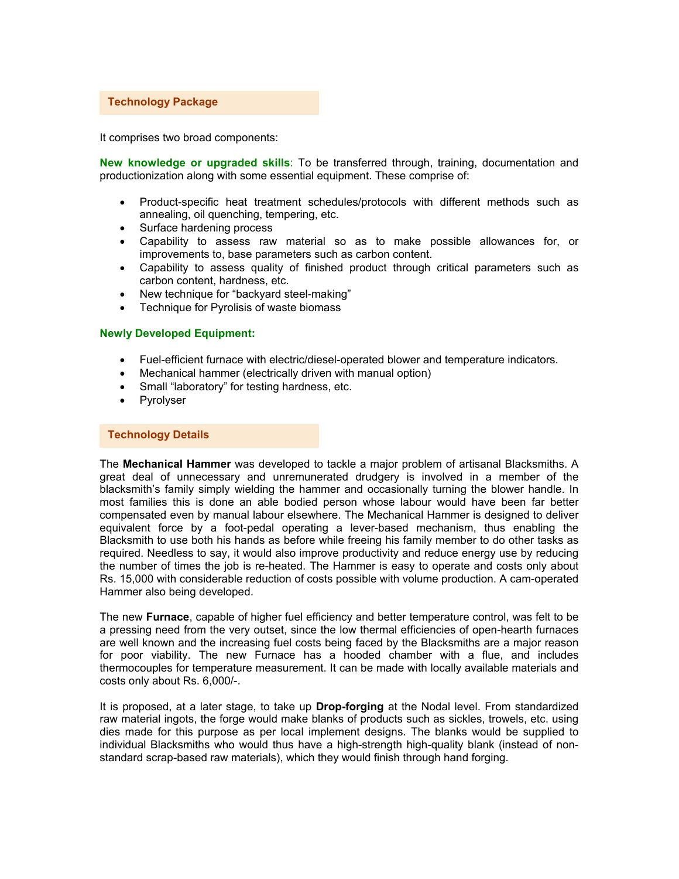## Technology Package

It comprises two broad components:

**New knowledge or upgraded skills**: To be transferred through, training, documentation and productionization along with some essential equipment. These comprise of:

- Product-specific heat treatment schedules/protocols with different methods such as annealing, oil quenching, tempering, etc.
- Surface hardening process
- Capability to assess raw material so as to make possible allowances for, or improvements to, base parameters such as carbon content.
- Capability to assess quality of finished product through critical parameters such as carbon content, hardness, etc.
- New technique for "backyard steel-making"
- Technique for Pyrolisis of waste biomass

**Newly Developed Equipment:**

- Fuel-efficient furnace with electric/diesel-operated blower and temperature indicators.
- Mechanical hammer (electrically driven with manual option)
- Small "laboratory" for testing hardness, etc.
- Pyrolyser

## Technology Details

The **Mechanical Hammer** was developed to tackle a major problem of artisanal Blacksmiths. A great deal of unnecessary and unremunerated drudgery is involved in a member of the blacksmith's family simply wielding the hammer and occasionally turning the blower handle. In most families this is done an able bodied person whose labour would have been far better compensated even by manual labour elsewhere. The Mechanical Hammer is designed to deliver equivalent force by a foot-pedal operating a lever-based mechanism, thus enabling the Blacksmith to use both his hands as before while freeing his family member to do other tasks as required. Needless to say, it would also improve productivity and reduce energy use by reducing the number of times the job is re-heated. The Hammer is easy to operate and costs only about Rs. 15,000 with considerable reduction of costs possible with volume production. A cam-operated Hammer also being developed.

The new **Furnace**, capable of higher fuel efficiency and better temperature control, was felt to be a pressing need from the very outset, since the low thermal efficiencies of open-hearth furnaces are well known and the increasing fuel costs being faced by the Blacksmiths are a major reason for poor viability. The new Furnace has a hooded chamber with a flue, and includes thermocouples for temperature measurement. It can be made with locally available materials and costs only about Rs. 6,000/-.

It is proposed, at a later stage, to take up **Drop-forging** at the Nodal level. From standardized raw material ingots, the forge would make blanks of products such as sickles, trowels, etc. using dies made for this purpose as per local implement designs. The blanks would be supplied to individual Blacksmiths who would thus have a high-strength high-quality blank (instead of non-standard scrap-based raw materials), which they would finish through hand forging.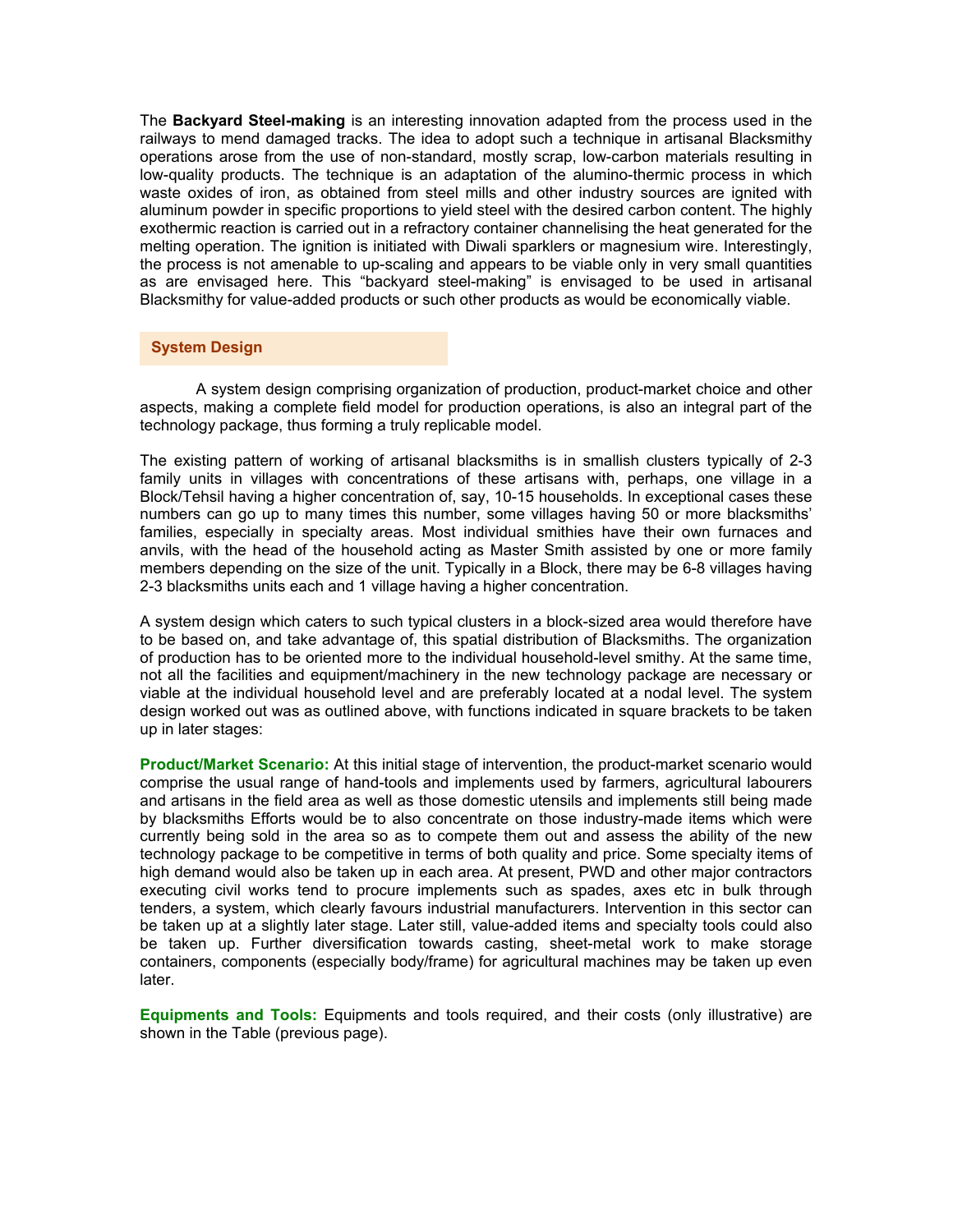The **Backyard Steel-making** is an interesting innovation adapted from the process used in the railways to mend damaged tracks. The idea to adopt such a technique in artisanal Blacksmithy operations arose from the use of non-standard, mostly scrap, low-carbon materials resulting in low-quality products. The technique is an adaptation of the alumino-thermic process in which waste oxides of iron, as obtained from steel mills and other industry sources are ignited with aluminum powder in specific proportions to yield steel with the desired carbon content. The highly exothermic reaction is carried out in a refractory container channelising the heat generated for the melting operation. The ignition is initiated with Diwali sparklers or magnesium wire. Interestingly, the process is not amenable to up-scaling and appears to be viable only in very small quantities as are envisaged here. This "backyard steel-making" is envisaged to be used in artisanal Blacksmithy for value-added products or such other products as would be economically viable.

## System Design

A system design comprising organization of production, product-market choice and other aspects, making a complete field model for production operations, is also an integral part of the technology package, thus forming a truly replicable model.

The existing pattern of working of artisanal blacksmiths is in smallish clusters typically of 2-3 family units in villages with concentrations of these artisans with, perhaps, one village in a Block/Tehsil having a higher concentration of, say, 10-15 households. In exceptional cases these numbers can go up to many times this number, some villages having 50 or more blacksmiths' families, especially in specialty areas. Most individual smithies have their own furnaces and anvils, with the head of the household acting as Master Smith assisted by one or more family members depending on the size of the unit. Typically in a Block, there may be 6-8 villages having 2-3 blacksmiths units each and 1 village having a higher concentration.

A system design which caters to such typical clusters in a block-sized area would therefore have to be based on, and take advantage of, this spatial distribution of Blacksmiths. The organization of production has to be oriented more to the individual household-level smithy. At the same time, not all the facilities and equipment/machinery in the new technology package are necessary or viable at the individual household level and are preferably located at a nodal level. The system design worked out was as outlined above, with functions indicated in square brackets to be taken up in later stages:

**Product/Market Scenario:** At this initial stage of intervention, the product-market scenario would comprise the usual range of hand-tools and implements used by farmers, agricultural labourers and artisans in the field area as well as those domestic utensils and implements still being made by blacksmiths Efforts would be to also concentrate on those industry-made items which were currently being sold in the area so as to compete them out and assess the ability of the new technology package to be competitive in terms of both quality and price. Some specialty items of high demand would also be taken up in each area. At present, PWD and other major contractors executing civil works tend to procure implements such as spades, axes etc in bulk through tenders, a system, which clearly favours industrial manufacturers. Intervention in this sector can be taken up at a slightly later stage. Later still, value-added items and specialty tools could also be taken up. Further diversification towards casting, sheet-metal work to make storage containers, components (especially body/frame) for agricultural machines may be taken up even later.

**Equipments and Tools:** Equipments and tools required, and their costs (only illustrative) are shown in the Table (previous page).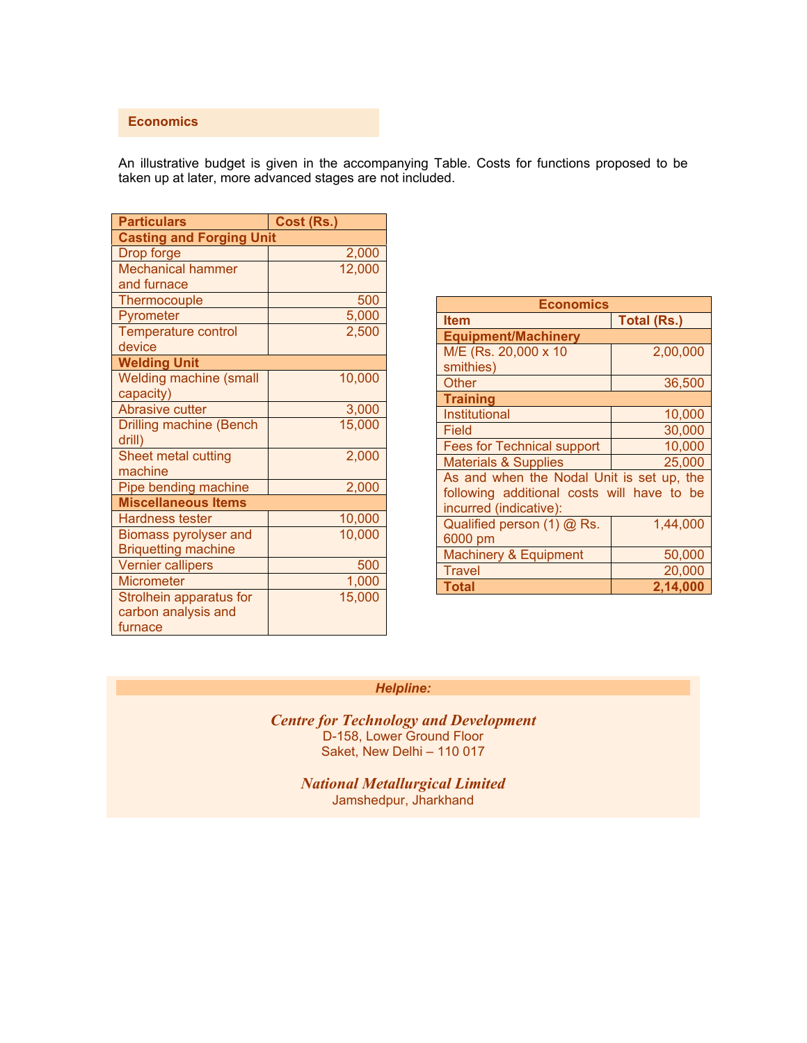## Economics

An illustrative budget is given in the accompanying Table. Costs for functions proposed to be taken up at later, more advanced stages are not included.

| Particulars | Cost (Rs.) |
|---|---|
| **Casting and Forging Unit** | |
| Drop forge | 2,000 |
| Mechanical hammer and furnace | 12,000 |
| Thermocouple | 500 |
| Pyrometer | 5,000 |
| Temperature control device | 2,500 |
| **Welding Unit** | |
| Welding machine (small capacity) | 10,000 |
| Abrasive cutter | 3,000 |
| Drilling machine (Bench drill) | 15,000 |
| Sheet metal cutting machine | 2,000 |
| Pipe bending machine | 2,000 |
| **Miscellaneous Items** | |
| Hardness tester | 10,000 |
| Biomass pyrolyser and Briquetting machine | 10,000 |
| Vernier callipers | 500 |
| Micrometer | 1,000 |
| Strolhein apparatus for carbon analysis and furnace | 15,000 |

| Economics | |
|---|---|
| **Item** | **Total (Rs.)** |
| **Equipment/Machinery** | |
| M/E (Rs. 20,000 x 10 smithies) | 2,00,000 |
| Other | 36,500 |
| **Training** | |
| Institutional | 10,000 |
| Field | 30,000 |
| Fees for Technical support | 10,000 |
| Materials & Supplies | 25,000 |
| As and when the Nodal Unit is set up, the following additional costs will have to be incurred (indicative): | |
| Qualified person (1) @ Rs. 6000 pm | 1,44,000 |
| Machinery & Equipment | 50,000 |
| Travel | 20,000 |
| **Total** | **2,14,000** |

***Helpline:***

***Centre for Technology and Development***
D-158, Lower Ground Floor
Saket, New Delhi – 110 017

***National Metallurgical Limited***
Jamshedpur, Jharkhand